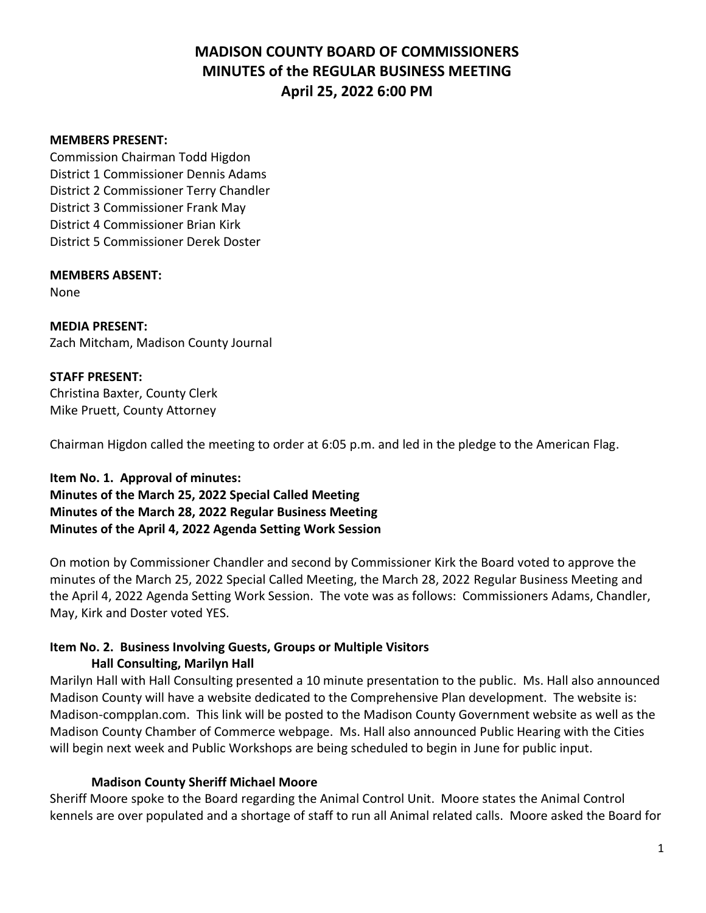# MADISON COUNTY BOARD OF COMMISSIONERS
# MINUTES of the REGULAR BUSINESS MEETING
# April 25, 2022 6:00 PM

**MEMBERS PRESENT:**
Commission Chairman Todd Higdon
District 1 Commissioner Dennis Adams
District 2 Commissioner Terry Chandler
District 3 Commissioner Frank May
District 4 Commissioner Brian Kirk
District 5 Commissioner Derek Doster

**MEMBERS ABSENT:**
None

**MEDIA PRESENT:**
Zach Mitcham, Madison County Journal

**STAFF PRESENT:**
Christina Baxter, County Clerk
Mike Pruett, County Attorney

Chairman Higdon called the meeting to order at 6:05 p.m. and led in the pledge to the American Flag.

**Item No. 1. Approval of minutes:**
**Minutes of the March 25, 2022 Special Called Meeting**
**Minutes of the March 28, 2022 Regular Business Meeting**
**Minutes of the April 4, 2022 Agenda Setting Work Session**

On motion by Commissioner Chandler and second by Commissioner Kirk the Board voted to approve the minutes of the March 25, 2022 Special Called Meeting, the March 28, 2022 Regular Business Meeting and the April 4, 2022 Agenda Setting Work Session. The vote was as follows: Commissioners Adams, Chandler, May, Kirk and Doster voted YES.

**Item No. 2. Business Involving Guests, Groups or Multiple Visitors**
**Hall Consulting, Marilyn Hall**

Marilyn Hall with Hall Consulting presented a 10 minute presentation to the public. Ms. Hall also announced Madison County will have a website dedicated to the Comprehensive Plan development. The website is: Madison-compplan.com. This link will be posted to the Madison County Government website as well as the Madison County Chamber of Commerce webpage. Ms. Hall also announced Public Hearing with the Cities will begin next week and Public Workshops are being scheduled to begin in June for public input.

**Madison County Sheriff Michael Moore**

Sheriff Moore spoke to the Board regarding the Animal Control Unit. Moore states the Animal Control kennels are over populated and a shortage of staff to run all Animal related calls. Moore asked the Board for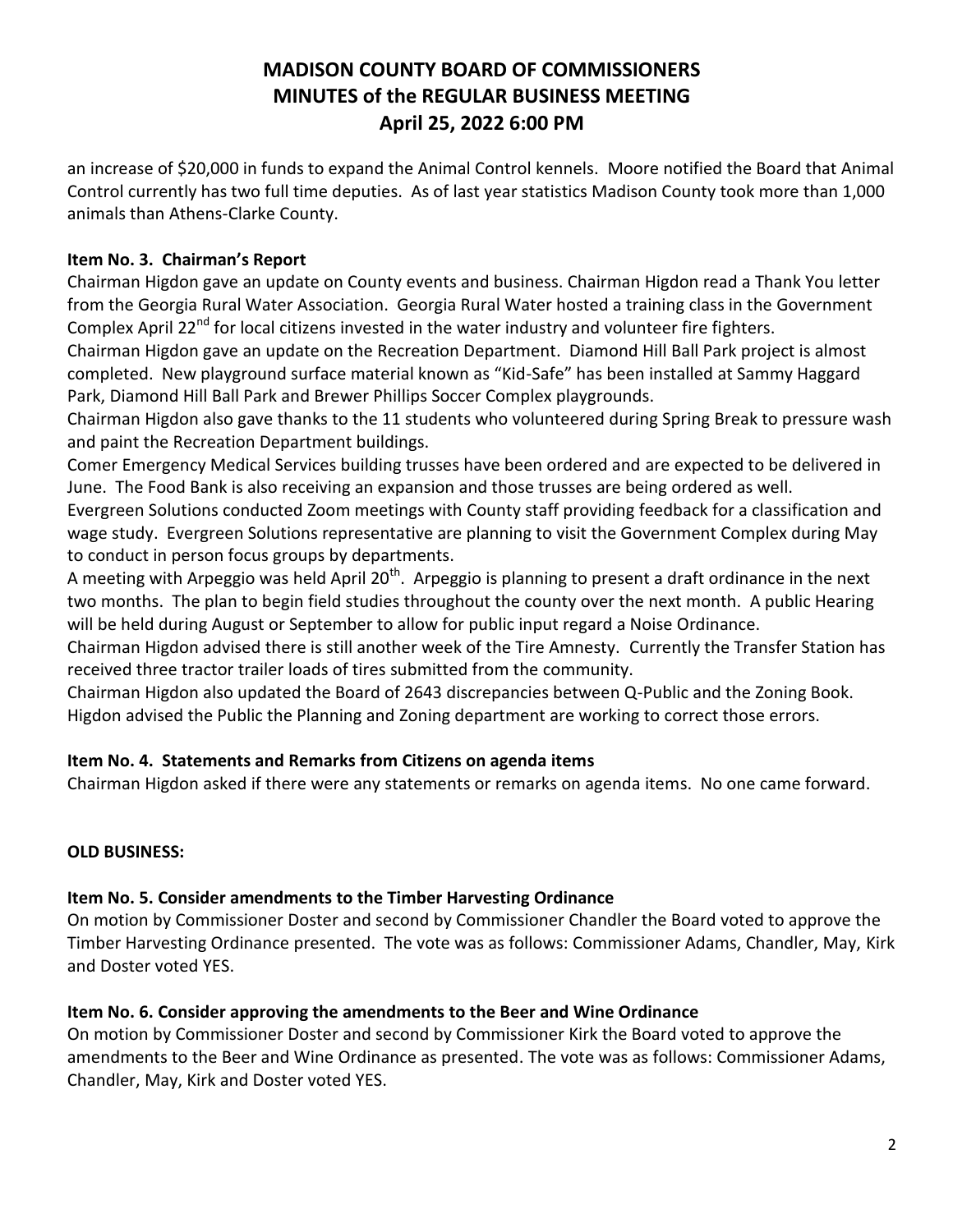an increase of $20,000 in funds to expand the Animal Control kennels. Moore notified the Board that Animal Control currently has two full time deputies. As of last year statistics Madison County took more than 1,000 animals than Athens-Clarke County.

**Item No. 3. Chairman's Report**

Chairman Higdon gave an update on County events and business. Chairman Higdon read a Thank You letter from the Georgia Rural Water Association. Georgia Rural Water hosted a training class in the Government Complex April 22nd for local citizens invested in the water industry and volunteer fire fighters.

Chairman Higdon gave an update on the Recreation Department. Diamond Hill Ball Park project is almost completed. New playground surface material known as "Kid-Safe" has been installed at Sammy Haggard Park, Diamond Hill Ball Park and Brewer Phillips Soccer Complex playgrounds.

Chairman Higdon also gave thanks to the 11 students who volunteered during Spring Break to pressure wash and paint the Recreation Department buildings.

Comer Emergency Medical Services building trusses have been ordered and are expected to be delivered in June. The Food Bank is also receiving an expansion and those trusses are being ordered as well.

Evergreen Solutions conducted Zoom meetings with County staff providing feedback for a classification and wage study. Evergreen Solutions representative are planning to visit the Government Complex during May to conduct in person focus groups by departments.

A meeting with Arpeggio was held April 20th. Arpeggio is planning to present a draft ordinance in the next two months. The plan to begin field studies throughout the county over the next month. A public Hearing will be held during August or September to allow for public input regard a Noise Ordinance.

Chairman Higdon advised there is still another week of the Tire Amnesty. Currently the Transfer Station has received three tractor trailer loads of tires submitted from the community.

Chairman Higdon also updated the Board of 2643 discrepancies between Q-Public and the Zoning Book. Higdon advised the Public the Planning and Zoning department are working to correct those errors.

**Item No. 4. Statements and Remarks from Citizens on agenda items**

Chairman Higdon asked if there were any statements or remarks on agenda items. No one came forward.

**OLD BUSINESS:**

**Item No. 5. Consider amendments to the Timber Harvesting Ordinance**

On motion by Commissioner Doster and second by Commissioner Chandler the Board voted to approve the Timber Harvesting Ordinance presented. The vote was as follows: Commissioner Adams, Chandler, May, Kirk and Doster voted YES.

**Item No. 6. Consider approving the amendments to the Beer and Wine Ordinance**

On motion by Commissioner Doster and second by Commissioner Kirk the Board voted to approve the amendments to the Beer and Wine Ordinance as presented. The vote was as follows: Commissioner Adams, Chandler, May, Kirk and Doster voted YES.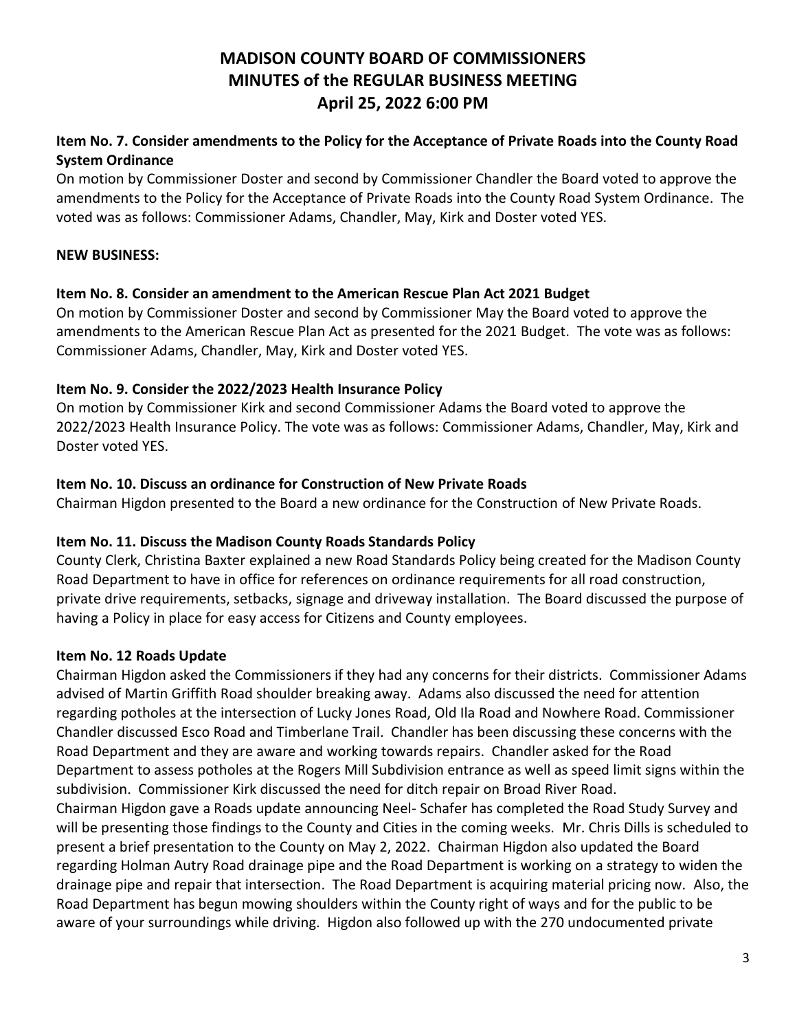# MADISON COUNTY BOARD OF COMMISSIONERS
# MINUTES of the REGULAR BUSINESS MEETING
# April 25, 2022 6:00 PM

**Item No. 7. Consider amendments to the Policy for the Acceptance of Private Roads into the County Road System Ordinance**

On motion by Commissioner Doster and second by Commissioner Chandler the Board voted to approve the amendments to the Policy for the Acceptance of Private Roads into the County Road System Ordinance. The voted was as follows: Commissioner Adams, Chandler, May, Kirk and Doster voted YES.

**NEW BUSINESS:**

**Item No. 8. Consider an amendment to the American Rescue Plan Act 2021 Budget**

On motion by Commissioner Doster and second by Commissioner May the Board voted to approve the amendments to the American Rescue Plan Act as presented for the 2021 Budget. The vote was as follows: Commissioner Adams, Chandler, May, Kirk and Doster voted YES.

**Item No. 9. Consider the 2022/2023 Health Insurance Policy**

On motion by Commissioner Kirk and second Commissioner Adams the Board voted to approve the 2022/2023 Health Insurance Policy. The vote was as follows: Commissioner Adams, Chandler, May, Kirk and Doster voted YES.

**Item No. 10. Discuss an ordinance for Construction of New Private Roads**

Chairman Higdon presented to the Board a new ordinance for the Construction of New Private Roads.

**Item No. 11. Discuss the Madison County Roads Standards Policy**

County Clerk, Christina Baxter explained a new Road Standards Policy being created for the Madison County Road Department to have in office for references on ordinance requirements for all road construction, private drive requirements, setbacks, signage and driveway installation. The Board discussed the purpose of having a Policy in place for easy access for Citizens and County employees.

**Item No. 12 Roads Update**

Chairman Higdon asked the Commissioners if they had any concerns for their districts. Commissioner Adams advised of Martin Griffith Road shoulder breaking away. Adams also discussed the need for attention regarding potholes at the intersection of Lucky Jones Road, Old Ila Road and Nowhere Road. Commissioner Chandler discussed Esco Road and Timberlane Trail. Chandler has been discussing these concerns with the Road Department and they are aware and working towards repairs. Chandler asked for the Road Department to assess potholes at the Rogers Mill Subdivision entrance as well as speed limit signs within the subdivision. Commissioner Kirk discussed the need for ditch repair on Broad River Road.

Chairman Higdon gave a Roads update announcing Neel- Schafer has completed the Road Study Survey and will be presenting those findings to the County and Cities in the coming weeks. Mr. Chris Dills is scheduled to present a brief presentation to the County on May 2, 2022. Chairman Higdon also updated the Board regarding Holman Autry Road drainage pipe and the Road Department is working on a strategy to widen the drainage pipe and repair that intersection. The Road Department is acquiring material pricing now. Also, the Road Department has begun mowing shoulders within the County right of ways and for the public to be aware of your surroundings while driving. Higdon also followed up with the 270 undocumented private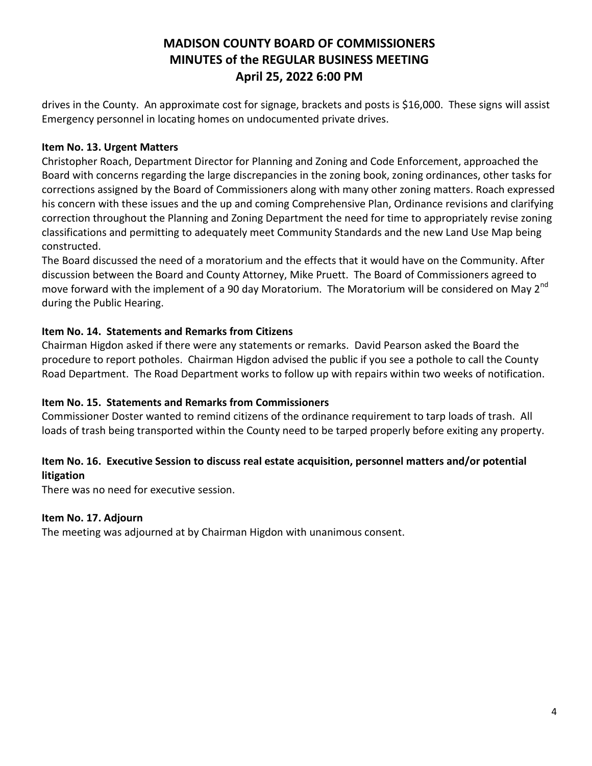drives in the County. An approximate cost for signage, brackets and posts is $16,000. These signs will assist Emergency personnel in locating homes on undocumented private drives.

**Item No. 13. Urgent Matters**

Christopher Roach, Department Director for Planning and Zoning and Code Enforcement, approached the Board with concerns regarding the large discrepancies in the zoning book, zoning ordinances, other tasks for corrections assigned by the Board of Commissioners along with many other zoning matters. Roach expressed his concern with these issues and the up and coming Comprehensive Plan, Ordinance revisions and clarifying correction throughout the Planning and Zoning Department the need for time to appropriately revise zoning classifications and permitting to adequately meet Community Standards and the new Land Use Map being constructed.

The Board discussed the need of a moratorium and the effects that it would have on the Community. After discussion between the Board and County Attorney, Mike Pruett. The Board of Commissioners agreed to move forward with the implement of a 90 day Moratorium. The Moratorium will be considered on May 2nd during the Public Hearing.

**Item No. 14. Statements and Remarks from Citizens**

Chairman Higdon asked if there were any statements or remarks. David Pearson asked the Board the procedure to report potholes. Chairman Higdon advised the public if you see a pothole to call the County Road Department. The Road Department works to follow up with repairs within two weeks of notification.

**Item No. 15. Statements and Remarks from Commissioners**

Commissioner Doster wanted to remind citizens of the ordinance requirement to tarp loads of trash. All loads of trash being transported within the County need to be tarped properly before exiting any property.

**Item No. 16. Executive Session to discuss real estate acquisition, personnel matters and/or potential litigation**

There was no need for executive session.

**Item No. 17. Adjourn**

The meeting was adjourned at by Chairman Higdon with unanimous consent.